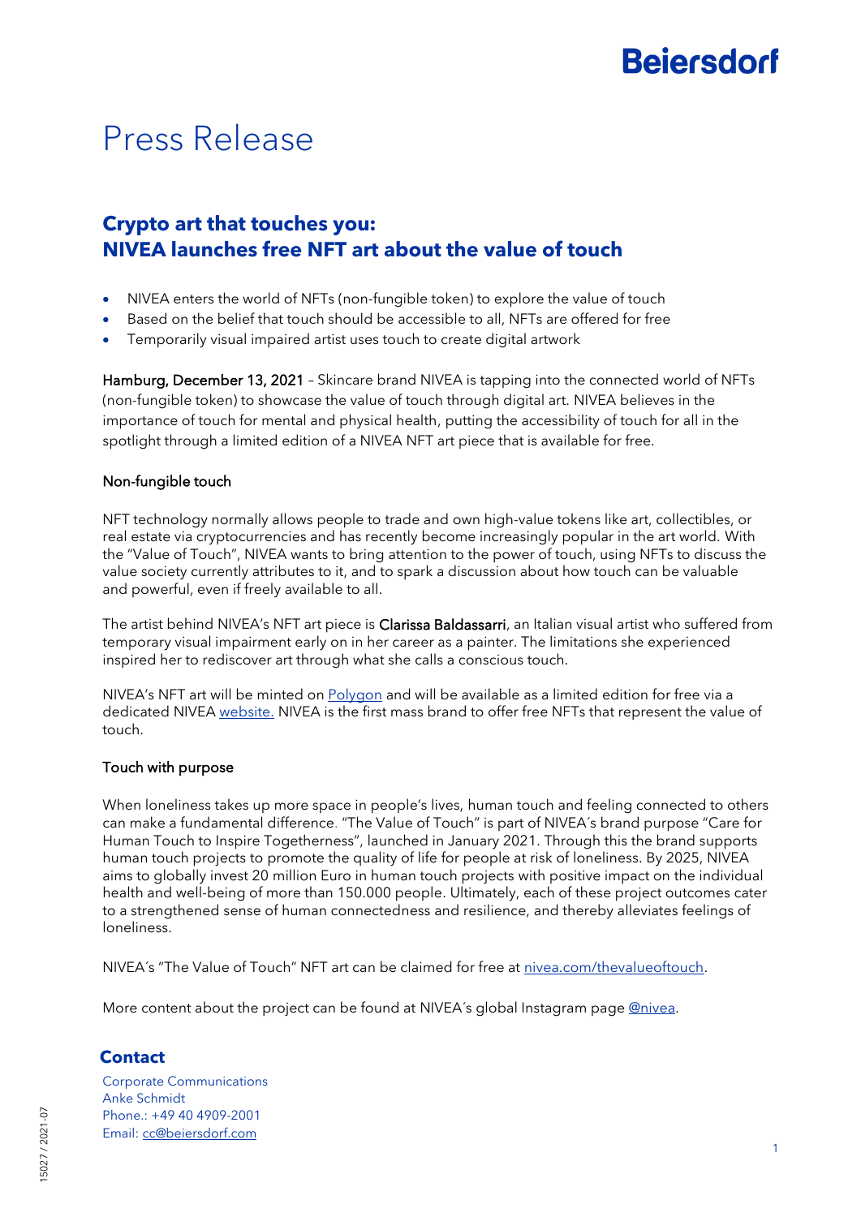# Press Release

## Crypto art that touches you: NIVEA launches free NFT art about the value of touch

- NIVEA enters the world of NFTs (non-fungible token) to explore the value of touch
- Based on the belief that touch should be accessible to all, NFTs are offered for free
- Temporarily visual impaired artist uses touch to create digital artwork

Hamburg, December 13, 2021 – Skincare brand NIVEA is tapping into the connected world of NFTs (non-fungible token) to showcase the value of touch through digital art. NIVEA believes in the importance of touch for mental and physical health, putting the accessibility of touch for all in the spotlight through a limited edition of a NIVEA NFT art piece that is available for free.

### Non-fungible touch

NFT technology normally allows people to trade and own high-value tokens like art, collectibles, or real estate via cryptocurrencies and has recently become increasingly popular in the art world. With the "Value of Touch", NIVEA wants to bring attention to the power of touch, using NFTs to discuss the value society currently attributes to it, and to spark a discussion about how touch can be valuable and powerful, even if freely available to all.

The artist behind NIVEA's NFT art piece is **Clarissa Baldassarri**, an Italian visual artist who suffered from temporary visual impairment early on in her career as a painter. The limitations she experienced inspired her to rediscover art through what she calls a conscious touch.

NIVEA's NFT art will be minted on Polygon and will be available as a limited edition for free via a dedicated NIVEA website. NIVEA is the first mass brand to offer free NFTs that represent the value of touch.

### Touch with purpose

When loneliness takes up more space in people's lives, human touch and feeling connected to others can make a fundamental difference. "The Value of Touch" is part of NIVEA´s brand purpose "Care for Human Touch to Inspire Togetherness", launched in January 2021. Through this the brand supports human touch projects to promote the quality of life for people at risk of loneliness. By 2025, NIVEA aims to globally invest 20 million Euro in human touch projects with positive impact on the individual health and well-being of more than 150.000 people. Ultimately, each of these project outcomes cater to a strengthened sense of human connectedness and resilience, and thereby alleviates feelings of loneliness.

NIVEA´s "The Value of Touch" NFT art can be claimed for free at nivea.com/thevalueoftouch.

More content about the project can be found at NIVEA´s global Instagram page @nivea.

## Contact

Corporate Communications
Anke Schmidt
Phone.: +49 40 4909-2001
Email: cc@beiersdorf.com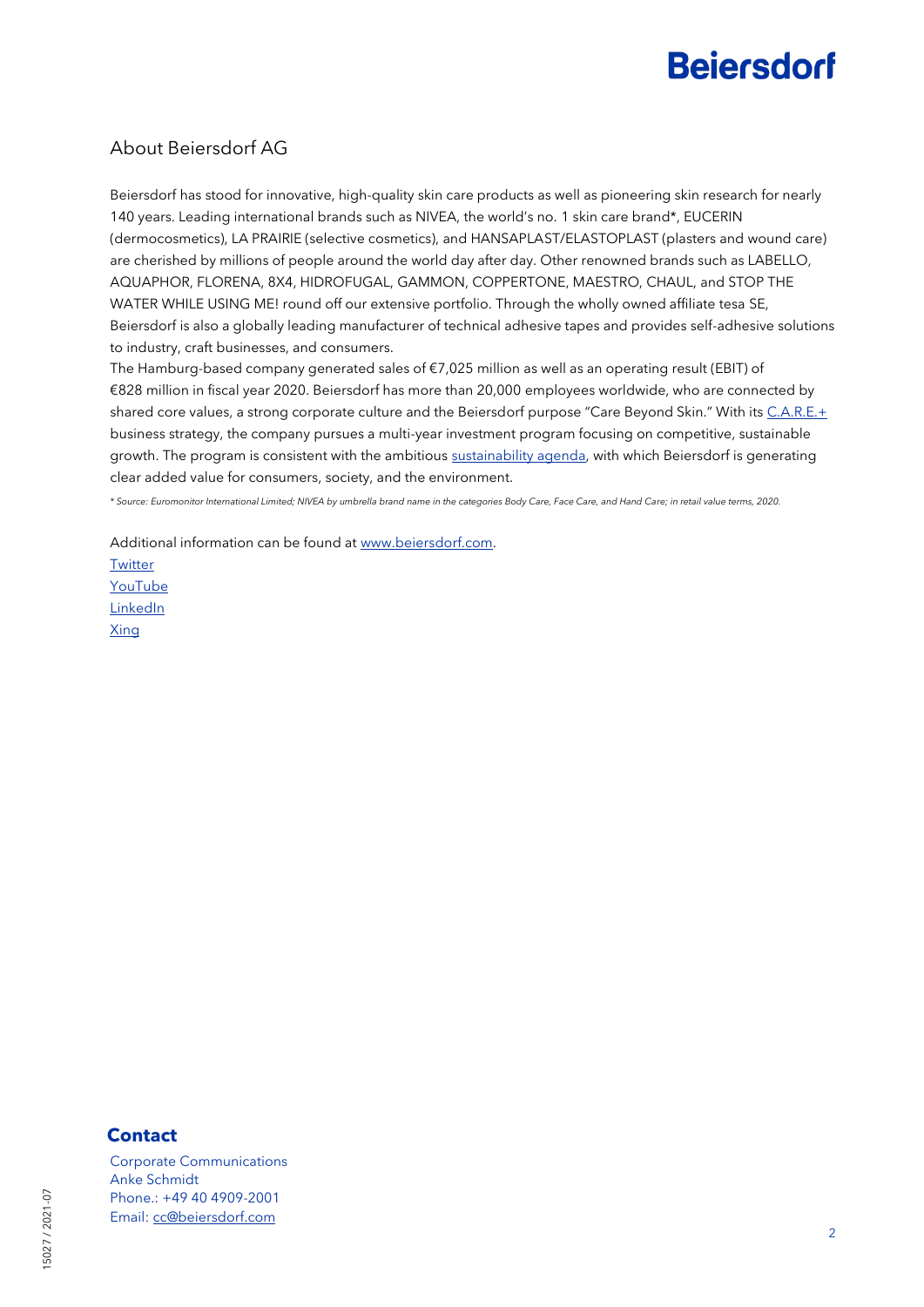## About Beiersdorf AG

Beiersdorf has stood for innovative, high-quality skin care products as well as pioneering skin research for nearly 140 years. Leading international brands such as NIVEA, the world's no. 1 skin care brand*, EUCERIN (dermocosmetics), LA PRAIRIE (selective cosmetics), and HANSAPLAST/ELASTOPLAST (plasters and wound care) are cherished by millions of people around the world day after day. Other renowned brands such as LABELLO, AQUAPHOR, FLORENA, 8X4, HIDROFUGAL, GAMMON, COPPERTONE, MAESTRO, CHAUL, and STOP THE WATER WHILE USING ME! round off our extensive portfolio. Through the wholly owned affiliate tesa SE, Beiersdorf is also a globally leading manufacturer of technical adhesive tapes and provides self-adhesive solutions to industry, craft businesses, and consumers.

The Hamburg-based company generated sales of €7,025 million as well as an operating result (EBIT) of €828 million in fiscal year 2020. Beiersdorf has more than 20,000 employees worldwide, who are connected by shared core values, a strong corporate culture and the Beiersdorf purpose "Care Beyond Skin." With its C.A.R.E.+ business strategy, the company pursues a multi-year investment program focusing on competitive, sustainable growth. The program is consistent with the ambitious sustainability agenda, with which Beiersdorf is generating clear added value for consumers, society, and the environment.

*\* Source: Euromonitor International Limited; NIVEA by umbrella brand name in the categories Body Care, Face Care, and Hand Care; in retail value terms, 2020.*

Additional information can be found at www.beiersdorf.com.
Twitter
YouTube
LinkedIn
Xing

**Contact**

Corporate Communications
Anke Schmidt
Phone.: +49 40 4909-2001
Email: cc@beiersdorf.com

15027 / 2021-07